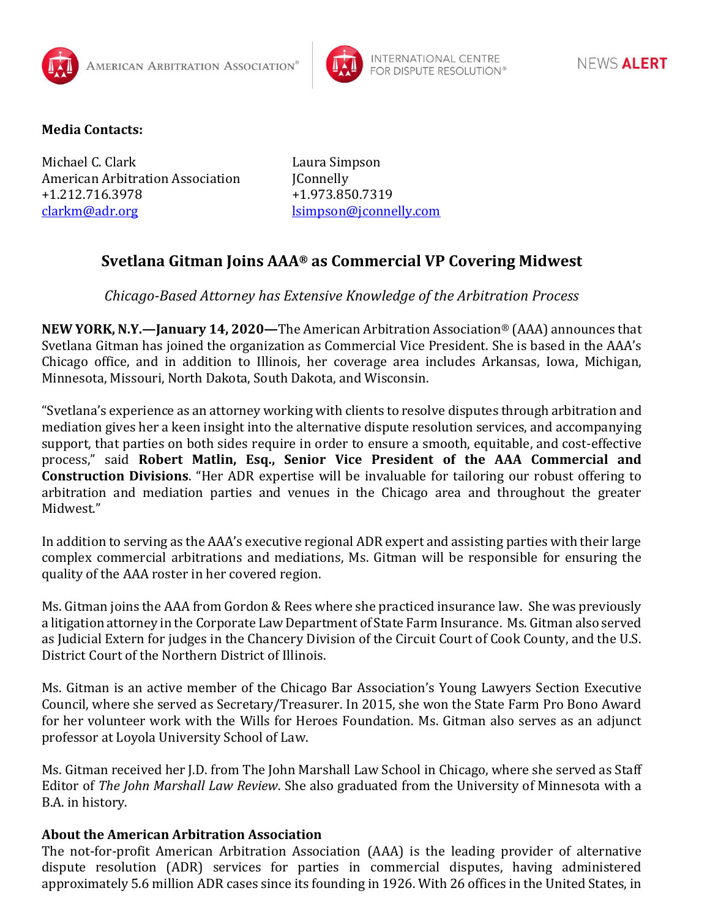AMERICAN ARBITRATION ASSOCIATION® | INTERNATIONAL CENTRE FOR DISPUTE RESOLUTION® | NEWS **ALERT**

**Media Contacts:**

Michael C. Clark
American Arbitration Association
+1.212.716.3978
clarkm@adr.org

Laura Simpson
JConnelly
+1.973.850.7319
lsimpson@jconnelly.com

## Svetlana Gitman Joins AAA® as Commercial VP Covering Midwest

*Chicago-Based Attorney has Extensive Knowledge of the Arbitration Process*

**NEW YORK, N.Y.—January 14, 2020—**The American Arbitration Association® (AAA) announces that Svetlana Gitman has joined the organization as Commercial Vice President. She is based in the AAA's Chicago office, and in addition to Illinois, her coverage area includes Arkansas, Iowa, Michigan, Minnesota, Missouri, North Dakota, South Dakota, and Wisconsin.

"Svetlana's experience as an attorney working with clients to resolve disputes through arbitration and mediation gives her a keen insight into the alternative dispute resolution services, and accompanying support, that parties on both sides require in order to ensure a smooth, equitable, and cost-effective process," said **Robert Matlin, Esq., Senior Vice President of the AAA Commercial and Construction Divisions**. "Her ADR expertise will be invaluable for tailoring our robust offering to arbitration and mediation parties and venues in the Chicago area and throughout the greater Midwest."

In addition to serving as the AAA's executive regional ADR expert and assisting parties with their large complex commercial arbitrations and mediations, Ms. Gitman will be responsible for ensuring the quality of the AAA roster in her covered region.

Ms. Gitman joins the AAA from Gordon & Rees where she practiced insurance law. She was previously a litigation attorney in the Corporate Law Department of State Farm Insurance. Ms. Gitman also served as Judicial Extern for judges in the Chancery Division of the Circuit Court of Cook County, and the U.S. District Court of the Northern District of Illinois.

Ms. Gitman is an active member of the Chicago Bar Association's Young Lawyers Section Executive Council, where she served as Secretary/Treasurer. In 2015, she won the State Farm Pro Bono Award for her volunteer work with the Wills for Heroes Foundation. Ms. Gitman also serves as an adjunct professor at Loyola University School of Law.

Ms. Gitman received her J.D. from The John Marshall Law School in Chicago, where she served as Staff Editor of *The John Marshall Law Review*. She also graduated from the University of Minnesota with a B.A. in history.

**About the American Arbitration Association**

The not-for-profit American Arbitration Association (AAA) is the leading provider of alternative dispute resolution (ADR) services for parties in commercial disputes, having administered approximately 5.6 million ADR cases since its founding in 1926. With 26 offices in the United States, in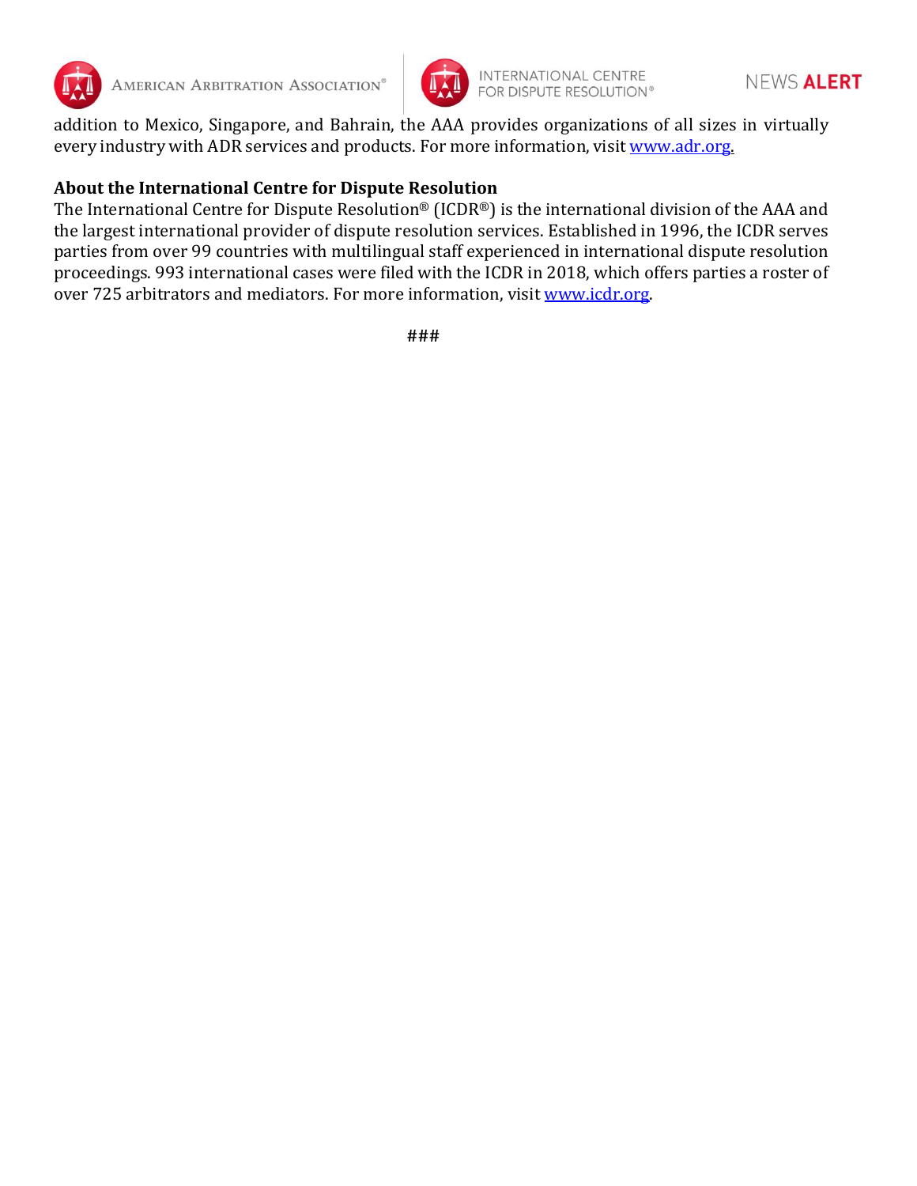addition to Mexico, Singapore, and Bahrain, the AAA provides organizations of all sizes in virtually every industry with ADR services and products. For more information, visit [www.adr.org](http://www.adr.org).

**About the International Centre for Dispute Resolution**

The International Centre for Dispute Resolution® (ICDR®) is the international division of the AAA and the largest international provider of dispute resolution services. Established in 1996, the ICDR serves parties from over 99 countries with multilingual staff experienced in international dispute resolution proceedings. 993 international cases were filed with the ICDR in 2018, which offers parties a roster of over 725 arbitrators and mediators. For more information, visit [www.icdr.org](http://www.icdr.org).

###